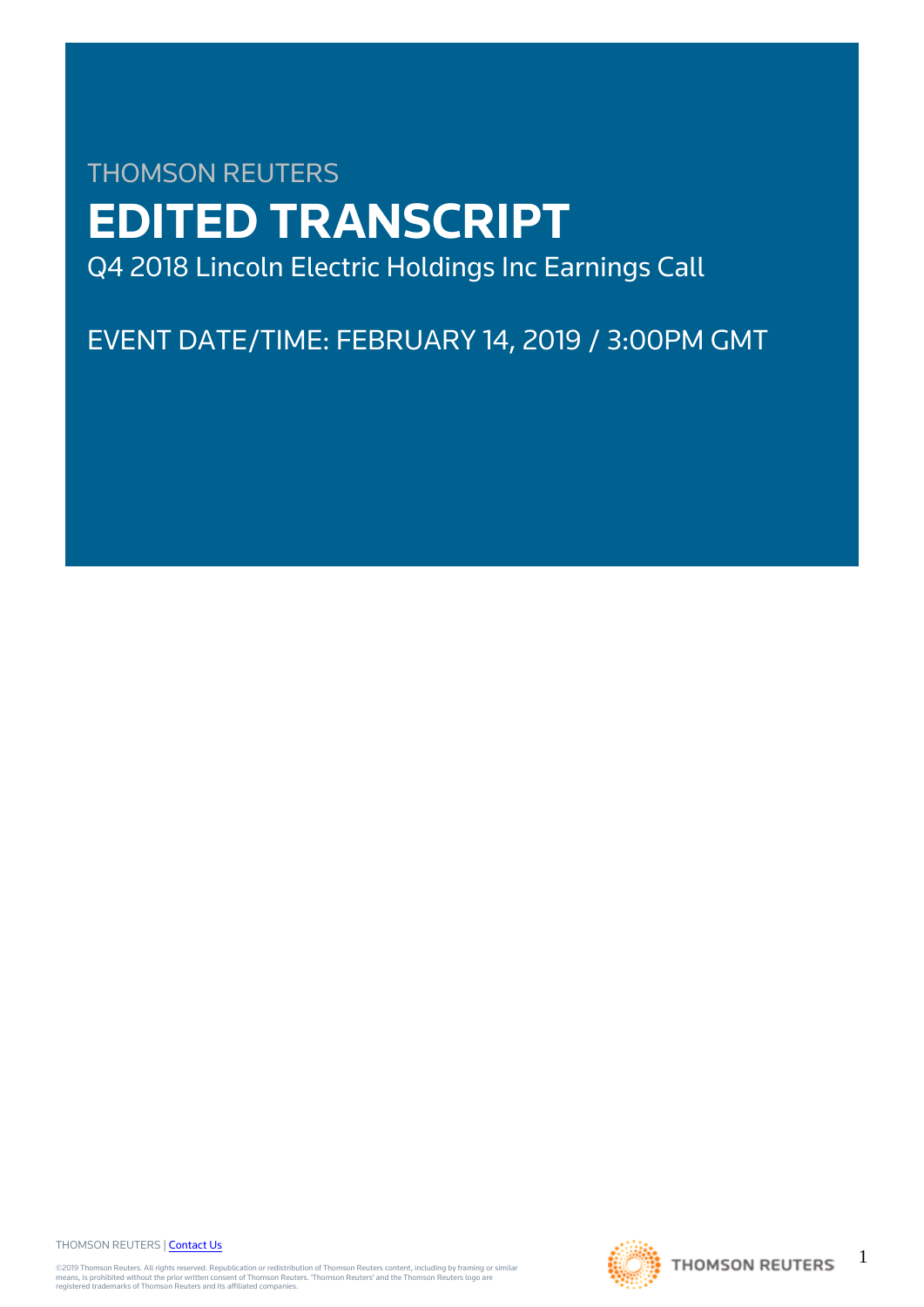THOMSON REUTERS

# EDITED TRANSCRIPT

Q4 2018 Lincoln Electric Holdings Inc Earnings Call

EVENT DATE/TIME: FEBRUARY 14, 2019 / 3:00PM GMT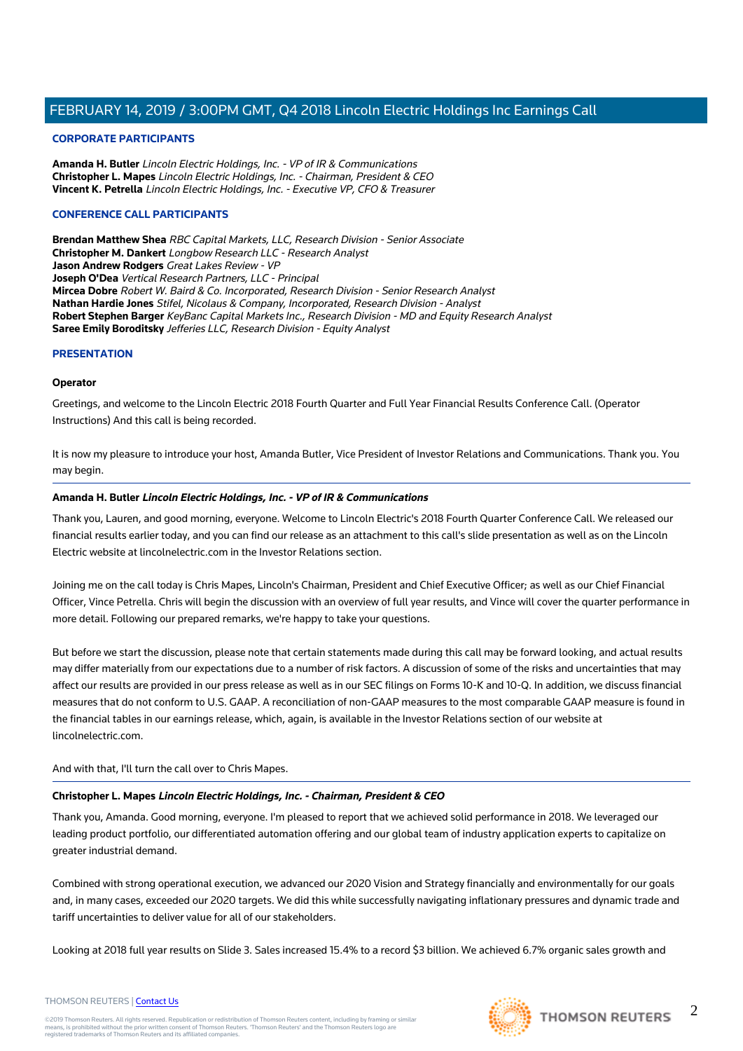## CORPORATE PARTICIPANTS

**Amanda H. Butler** *Lincoln Electric Holdings, Inc. - VP of IR & Communications*
**Christopher L. Mapes** *Lincoln Electric Holdings, Inc. - Chairman, President & CEO*
**Vincent K. Petrella** *Lincoln Electric Holdings, Inc. - Executive VP, CFO & Treasurer*

## CONFERENCE CALL PARTICIPANTS

**Brendan Matthew Shea** *RBC Capital Markets, LLC, Research Division - Senior Associate*
**Christopher M. Dankert** *Longbow Research LLC - Research Analyst*
**Jason Andrew Rodgers** *Great Lakes Review - VP*
**Joseph O'Dea** *Vertical Research Partners, LLC - Principal*
**Mircea Dobre** *Robert W. Baird & Co. Incorporated, Research Division - Senior Research Analyst*
**Nathan Hardie Jones** *Stifel, Nicolaus & Company, Incorporated, Research Division - Analyst*
**Robert Stephen Barger** *KeyBanc Capital Markets Inc., Research Division - MD and Equity Research Analyst*
**Saree Emily Boroditsky** *Jefferies LLC, Research Division - Equity Analyst*

## PRESENTATION

### Operator

Greetings, and welcome to the Lincoln Electric 2018 Fourth Quarter and Full Year Financial Results Conference Call. (Operator Instructions) And this call is being recorded.

It is now my pleasure to introduce your host, Amanda Butler, Vice President of Investor Relations and Communications. Thank you. You may begin.

---

### Amanda H. Butler *Lincoln Electric Holdings, Inc. - VP of IR & Communications*

Thank you, Lauren, and good morning, everyone. Welcome to Lincoln Electric's 2018 Fourth Quarter Conference Call. We released our financial results earlier today, and you can find our release as an attachment to this call's slide presentation as well as on the Lincoln Electric website at lincolnelectric.com in the Investor Relations section.

Joining me on the call today is Chris Mapes, Lincoln's Chairman, President and Chief Executive Officer; as well as our Chief Financial Officer, Vince Petrella. Chris will begin the discussion with an overview of full year results, and Vince will cover the quarter performance in more detail. Following our prepared remarks, we're happy to take your questions.

But before we start the discussion, please note that certain statements made during this call may be forward looking, and actual results may differ materially from our expectations due to a number of risk factors. A discussion of some of the risks and uncertainties that may affect our results are provided in our press release as well as in our SEC filings on Forms 10-K and 10-Q. In addition, we discuss financial measures that do not conform to U.S. GAAP. A reconciliation of non-GAAP measures to the most comparable GAAP measure is found in the financial tables in our earnings release, which, again, is available in the Investor Relations section of our website at lincolnelectric.com.

And with that, I'll turn the call over to Chris Mapes.

---

### Christopher L. Mapes *Lincoln Electric Holdings, Inc. - Chairman, President & CEO*

Thank you, Amanda. Good morning, everyone. I'm pleased to report that we achieved solid performance in 2018. We leveraged our leading product portfolio, our differentiated automation offering and our global team of industry application experts to capitalize on greater industrial demand.

Combined with strong operational execution, we advanced our 2020 Vision and Strategy financially and environmentally for our goals and, in many cases, exceeded our 2020 targets. We did this while successfully navigating inflationary pressures and dynamic trade and tariff uncertainties to deliver value for all of our stakeholders.

Looking at 2018 full year results on Slide 3. Sales increased 15.4% to a record $3 billion. We achieved 6.7% organic sales growth and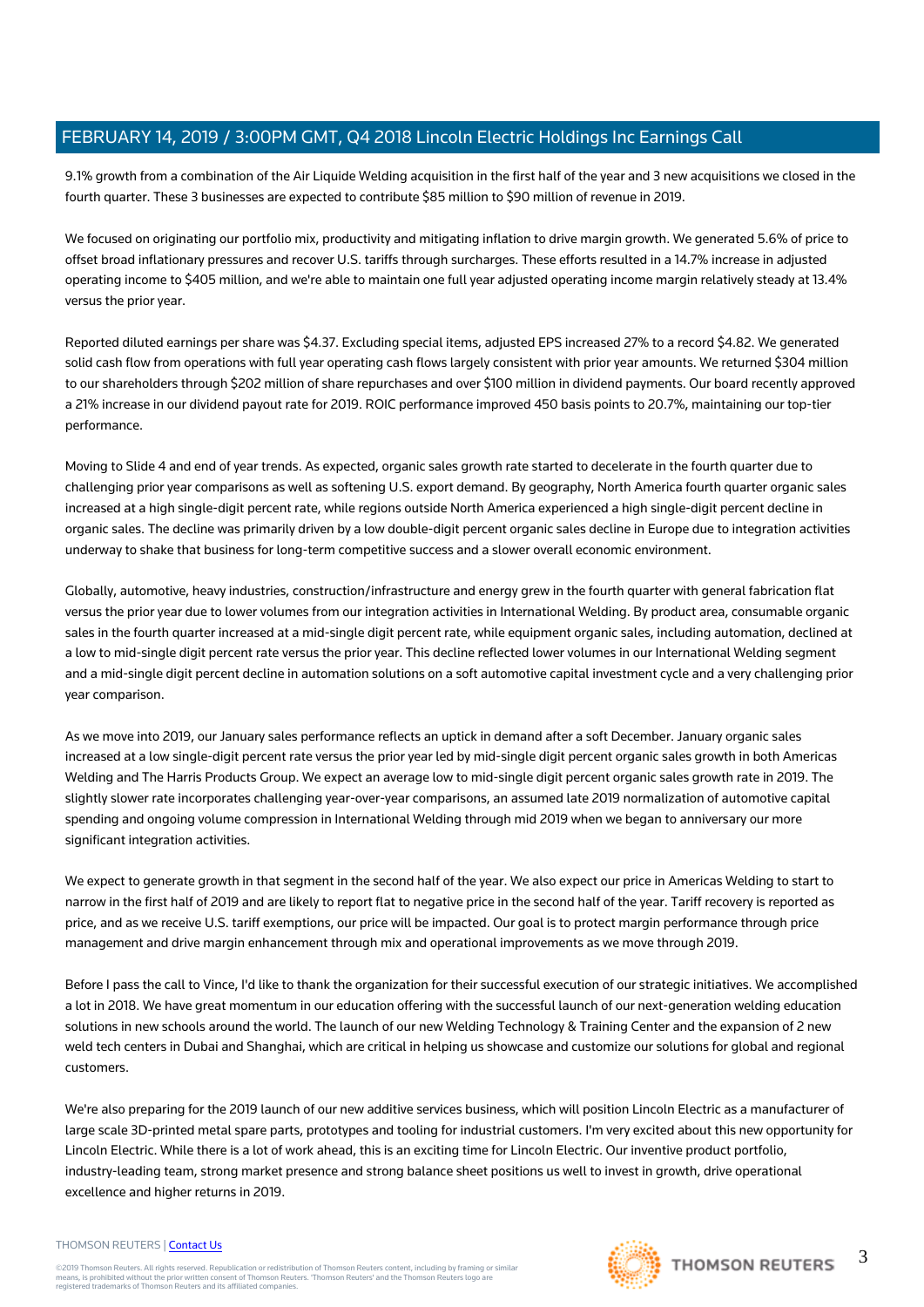9.1% growth from a combination of the Air Liquide Welding acquisition in the first half of the year and 3 new acquisitions we closed in the fourth quarter. These 3 businesses are expected to contribute $85 million to $90 million of revenue in 2019.

We focused on originating our portfolio mix, productivity and mitigating inflation to drive margin growth. We generated 5.6% of price to offset broad inflationary pressures and recover U.S. tariffs through surcharges. These efforts resulted in a 14.7% increase in adjusted operating income to $405 million, and we're able to maintain one full year adjusted operating income margin relatively steady at 13.4% versus the prior year.

Reported diluted earnings per share was $4.37. Excluding special items, adjusted EPS increased 27% to a record $4.82. We generated solid cash flow from operations with full year operating cash flows largely consistent with prior year amounts. We returned $304 million to our shareholders through $202 million of share repurchases and over $100 million in dividend payments. Our board recently approved a 21% increase in our dividend payout rate for 2019. ROIC performance improved 450 basis points to 20.7%, maintaining our top-tier performance.

Moving to Slide 4 and end of year trends. As expected, organic sales growth rate started to decelerate in the fourth quarter due to challenging prior year comparisons as well as softening U.S. export demand. By geography, North America fourth quarter organic sales increased at a high single-digit percent rate, while regions outside North America experienced a high single-digit percent decline in organic sales. The decline was primarily driven by a low double-digit percent organic sales decline in Europe due to integration activities underway to shake that business for long-term competitive success and a slower overall economic environment.

Globally, automotive, heavy industries, construction/infrastructure and energy grew in the fourth quarter with general fabrication flat versus the prior year due to lower volumes from our integration activities in International Welding. By product area, consumable organic sales in the fourth quarter increased at a mid-single digit percent rate, while equipment organic sales, including automation, declined at a low to mid-single digit percent rate versus the prior year. This decline reflected lower volumes in our International Welding segment and a mid-single digit percent decline in automation solutions on a soft automotive capital investment cycle and a very challenging prior year comparison.

As we move into 2019, our January sales performance reflects an uptick in demand after a soft December. January organic sales increased at a low single-digit percent rate versus the prior year led by mid-single digit percent organic sales growth in both Americas Welding and The Harris Products Group. We expect an average low to mid-single digit percent organic sales growth rate in 2019. The slightly slower rate incorporates challenging year-over-year comparisons, an assumed late 2019 normalization of automotive capital spending and ongoing volume compression in International Welding through mid 2019 when we began to anniversary our more significant integration activities.

We expect to generate growth in that segment in the second half of the year. We also expect our price in Americas Welding to start to narrow in the first half of 2019 and are likely to report flat to negative price in the second half of the year. Tariff recovery is reported as price, and as we receive U.S. tariff exemptions, our price will be impacted. Our goal is to protect margin performance through price management and drive margin enhancement through mix and operational improvements as we move through 2019.

Before I pass the call to Vince, I'd like to thank the organization for their successful execution of our strategic initiatives. We accomplished a lot in 2018. We have great momentum in our education offering with the successful launch of our next-generation welding education solutions in new schools around the world. The launch of our new Welding Technology & Training Center and the expansion of 2 new weld tech centers in Dubai and Shanghai, which are critical in helping us showcase and customize our solutions for global and regional customers.

We're also preparing for the 2019 launch of our new additive services business, which will position Lincoln Electric as a manufacturer of large scale 3D-printed metal spare parts, prototypes and tooling for industrial customers. I'm very excited about this new opportunity for Lincoln Electric. While there is a lot of work ahead, this is an exciting time for Lincoln Electric. Our inventive product portfolio, industry-leading team, strong market presence and strong balance sheet positions us well to invest in growth, drive operational excellence and higher returns in 2019.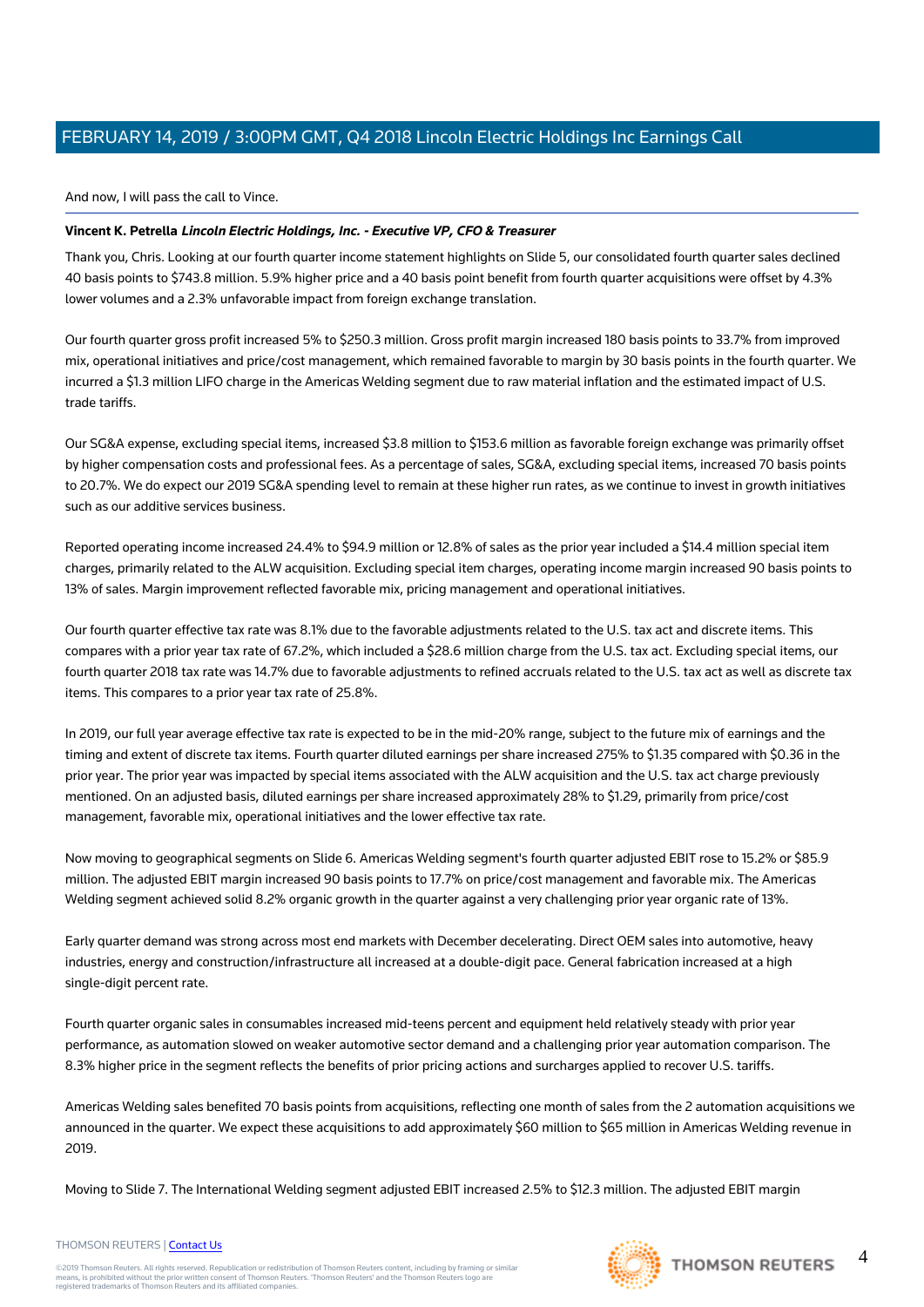And now, I will pass the call to Vince.

---

**Vincent K. Petrella** ***Lincoln Electric Holdings, Inc. - Executive VP, CFO & Treasurer***

Thank you, Chris. Looking at our fourth quarter income statement highlights on Slide 5, our consolidated fourth quarter sales declined 40 basis points to $743.8 million. 5.9% higher price and a 40 basis point benefit from fourth quarter acquisitions were offset by 4.3% lower volumes and a 2.3% unfavorable impact from foreign exchange translation.

Our fourth quarter gross profit increased 5% to $250.3 million. Gross profit margin increased 180 basis points to 33.7% from improved mix, operational initiatives and price/cost management, which remained favorable to margin by 30 basis points in the fourth quarter. We incurred a $1.3 million LIFO charge in the Americas Welding segment due to raw material inflation and the estimated impact of U.S. trade tariffs.

Our SG&A expense, excluding special items, increased $3.8 million to $153.6 million as favorable foreign exchange was primarily offset by higher compensation costs and professional fees. As a percentage of sales, SG&A, excluding special items, increased 70 basis points to 20.7%. We do expect our 2019 SG&A spending level to remain at these higher run rates, as we continue to invest in growth initiatives such as our additive services business.

Reported operating income increased 24.4% to $94.9 million or 12.8% of sales as the prior year included a $14.4 million special item charges, primarily related to the ALW acquisition. Excluding special item charges, operating income margin increased 90 basis points to 13% of sales. Margin improvement reflected favorable mix, pricing management and operational initiatives.

Our fourth quarter effective tax rate was 8.1% due to the favorable adjustments related to the U.S. tax act and discrete items. This compares with a prior year tax rate of 67.2%, which included a $28.6 million charge from the U.S. tax act. Excluding special items, our fourth quarter 2018 tax rate was 14.7% due to favorable adjustments to refined accruals related to the U.S. tax act as well as discrete tax items. This compares to a prior year tax rate of 25.8%.

In 2019, our full year average effective tax rate is expected to be in the mid-20% range, subject to the future mix of earnings and the timing and extent of discrete tax items. Fourth quarter diluted earnings per share increased 275% to $1.35 compared with $0.36 in the prior year. The prior year was impacted by special items associated with the ALW acquisition and the U.S. tax act charge previously mentioned. On an adjusted basis, diluted earnings per share increased approximately 28% to $1.29, primarily from price/cost management, favorable mix, operational initiatives and the lower effective tax rate.

Now moving to geographical segments on Slide 6. Americas Welding segment's fourth quarter adjusted EBIT rose to 15.2% or $85.9 million. The adjusted EBIT margin increased 90 basis points to 17.7% on price/cost management and favorable mix. The Americas Welding segment achieved solid 8.2% organic growth in the quarter against a very challenging prior year organic rate of 13%.

Early quarter demand was strong across most end markets with December decelerating. Direct OEM sales into automotive, heavy industries, energy and construction/infrastructure all increased at a double-digit pace. General fabrication increased at a high single-digit percent rate.

Fourth quarter organic sales in consumables increased mid-teens percent and equipment held relatively steady with prior year performance, as automation slowed on weaker automotive sector demand and a challenging prior year automation comparison. The 8.3% higher price in the segment reflects the benefits of prior pricing actions and surcharges applied to recover U.S. tariffs.

Americas Welding sales benefited 70 basis points from acquisitions, reflecting one month of sales from the 2 automation acquisitions we announced in the quarter. We expect these acquisitions to add approximately $60 million to $65 million in Americas Welding revenue in 2019.

Moving to Slide 7. The International Welding segment adjusted EBIT increased 2.5% to $12.3 million. The adjusted EBIT margin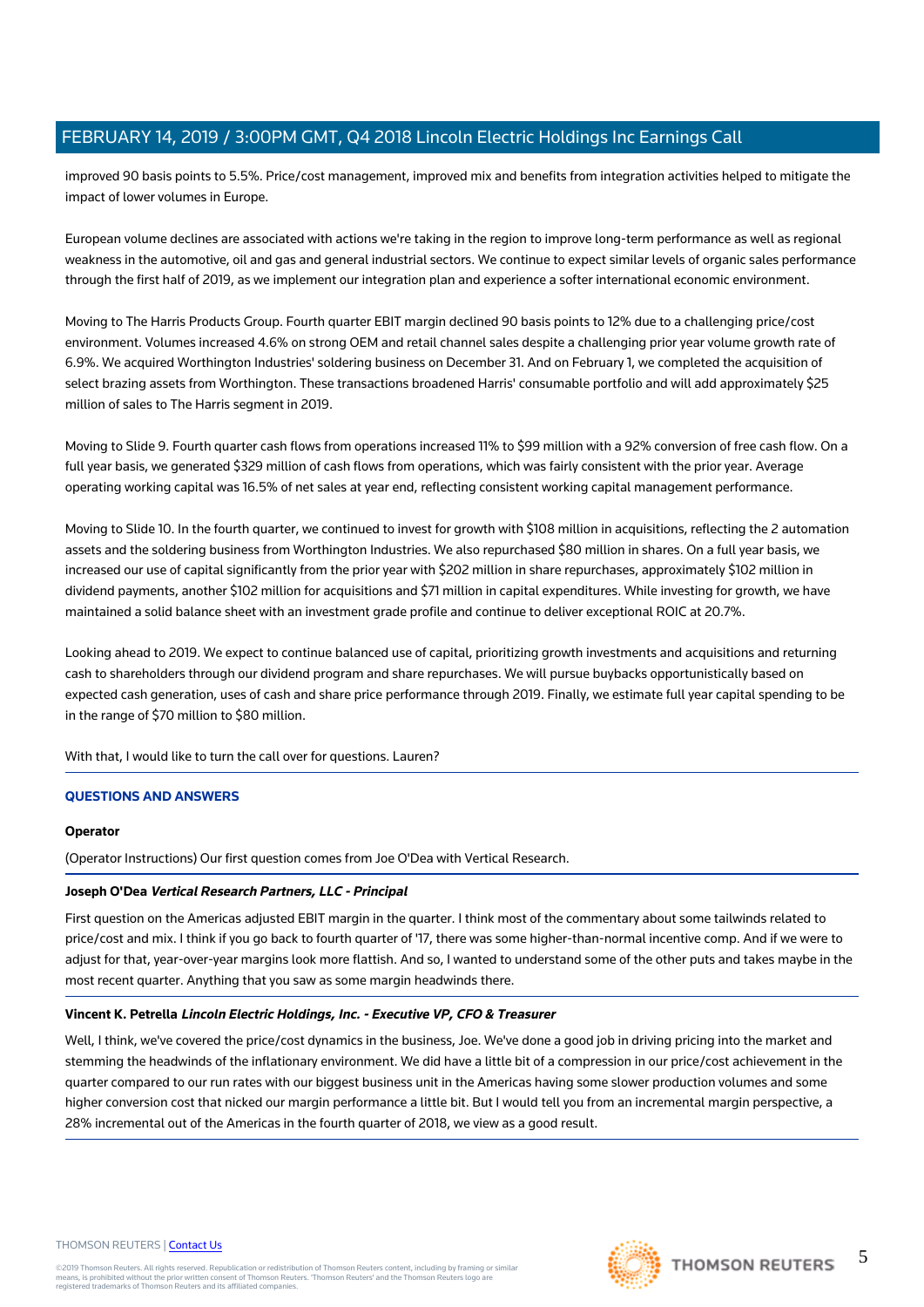improved 90 basis points to 5.5%. Price/cost management, improved mix and benefits from integration activities helped to mitigate the impact of lower volumes in Europe.

European volume declines are associated with actions we're taking in the region to improve long-term performance as well as regional weakness in the automotive, oil and gas and general industrial sectors. We continue to expect similar levels of organic sales performance through the first half of 2019, as we implement our integration plan and experience a softer international economic environment.

Moving to The Harris Products Group. Fourth quarter EBIT margin declined 90 basis points to 12% due to a challenging price/cost environment. Volumes increased 4.6% on strong OEM and retail channel sales despite a challenging prior year volume growth rate of 6.9%. We acquired Worthington Industries' soldering business on December 31. And on February 1, we completed the acquisition of select brazing assets from Worthington. These transactions broadened Harris' consumable portfolio and will add approximately $25 million of sales to The Harris segment in 2019.

Moving to Slide 9. Fourth quarter cash flows from operations increased 11% to $99 million with a 92% conversion of free cash flow. On a full year basis, we generated $329 million of cash flows from operations, which was fairly consistent with the prior year. Average operating working capital was 16.5% of net sales at year end, reflecting consistent working capital management performance.

Moving to Slide 10. In the fourth quarter, we continued to invest for growth with $108 million in acquisitions, reflecting the 2 automation assets and the soldering business from Worthington Industries. We also repurchased $80 million in shares. On a full year basis, we increased our use of capital significantly from the prior year with $202 million in share repurchases, approximately $102 million in dividend payments, another $102 million for acquisitions and $71 million in capital expenditures. While investing for growth, we have maintained a solid balance sheet with an investment grade profile and continue to deliver exceptional ROIC at 20.7%.

Looking ahead to 2019. We expect to continue balanced use of capital, prioritizing growth investments and acquisitions and returning cash to shareholders through our dividend program and share repurchases. We will pursue buybacks opportunistically based on expected cash generation, uses of cash and share price performance through 2019. Finally, we estimate full year capital spending to be in the range of $70 million to $80 million.

With that, I would like to turn the call over for questions. Lauren?

## QUESTIONS AND ANSWERS

**Operator**

(Operator Instructions) Our first question comes from Joe O'Dea with Vertical Research.

**Joseph O'Dea** ***Vertical Research Partners, LLC - Principal***

First question on the Americas adjusted EBIT margin in the quarter. I think most of the commentary about some tailwinds related to price/cost and mix. I think if you go back to fourth quarter of '17, there was some higher-than-normal incentive comp. And if we were to adjust for that, year-over-year margins look more flattish. And so, I wanted to understand some of the other puts and takes maybe in the most recent quarter. Anything that you saw as some margin headwinds there.

**Vincent K. Petrella** ***Lincoln Electric Holdings, Inc. - Executive VP, CFO & Treasurer***

Well, I think, we've covered the price/cost dynamics in the business, Joe. We've done a good job in driving pricing into the market and stemming the headwinds of the inflationary environment. We did have a little bit of a compression in our price/cost achievement in the quarter compared to our run rates with our biggest business unit in the Americas having some slower production volumes and some higher conversion cost that nicked our margin performance a little bit. But I would tell you from an incremental margin perspective, a 28% incremental out of the Americas in the fourth quarter of 2018, we view as a good result.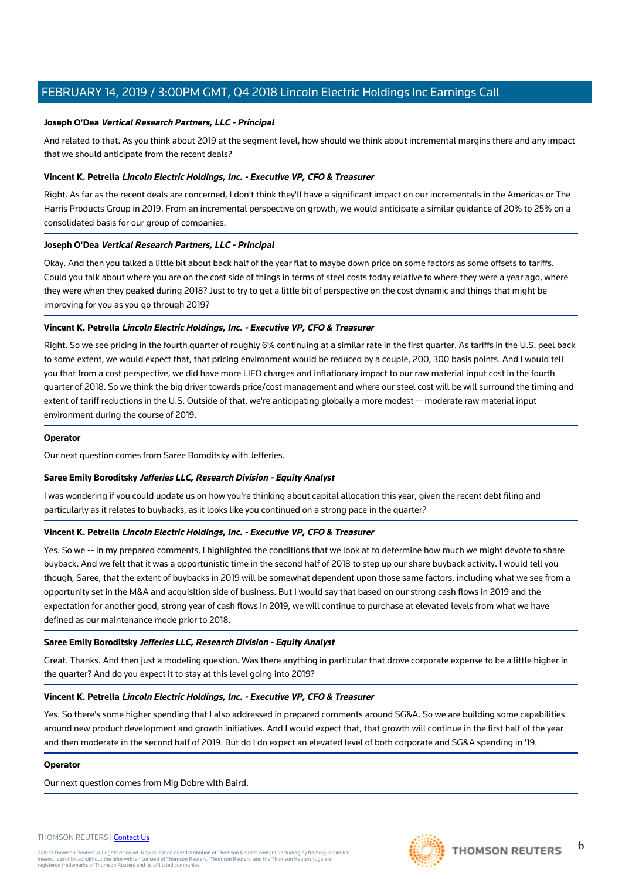**Joseph O'Dea** ***Vertical Research Partners, LLC - Principal***

And related to that. As you think about 2019 at the segment level, how should we think about incremental margins there and any impact that we should anticipate from the recent deals?

**Vincent K. Petrella** ***Lincoln Electric Holdings, Inc. - Executive VP, CFO & Treasurer***

Right. As far as the recent deals are concerned, I don't think they'll have a significant impact on our incrementals in the Americas or The Harris Products Group in 2019. From an incremental perspective on growth, we would anticipate a similar guidance of 20% to 25% on a consolidated basis for our group of companies.

**Joseph O'Dea** ***Vertical Research Partners, LLC - Principal***

Okay. And then you talked a little bit about back half of the year flat to maybe down price on some factors as some offsets to tariffs. Could you talk about where you are on the cost side of things in terms of steel costs today relative to where they were a year ago, where they were when they peaked during 2018? Just to try to get a little bit of perspective on the cost dynamic and things that might be improving for you as you go through 2019?

**Vincent K. Petrella** ***Lincoln Electric Holdings, Inc. - Executive VP, CFO & Treasurer***

Right. So we see pricing in the fourth quarter of roughly 6% continuing at a similar rate in the first quarter. As tariffs in the U.S. peel back to some extent, we would expect that, that pricing environment would be reduced by a couple, 200, 300 basis points. And I would tell you that from a cost perspective, we did have more LIFO charges and inflationary impact to our raw material input cost in the fourth quarter of 2018. So we think the big driver towards price/cost management and where our steel cost will be will surround the timing and extent of tariff reductions in the U.S. Outside of that, we're anticipating globally a more modest -- moderate raw material input environment during the course of 2019.

**Operator**

Our next question comes from Saree Boroditsky with Jefferies.

**Saree Emily Boroditsky** ***Jefferies LLC, Research Division - Equity Analyst***

I was wondering if you could update us on how you're thinking about capital allocation this year, given the recent debt filing and particularly as it relates to buybacks, as it looks like you continued on a strong pace in the quarter?

**Vincent K. Petrella** ***Lincoln Electric Holdings, Inc. - Executive VP, CFO & Treasurer***

Yes. So we -- in my prepared comments, I highlighted the conditions that we look at to determine how much we might devote to share buyback. And we felt that it was a opportunistic time in the second half of 2018 to step up our share buyback activity. I would tell you though, Saree, that the extent of buybacks in 2019 will be somewhat dependent upon those same factors, including what we see from a opportunity set in the M&A and acquisition side of business. But I would say that based on our strong cash flows in 2019 and the expectation for another good, strong year of cash flows in 2019, we will continue to purchase at elevated levels from what we have defined as our maintenance mode prior to 2018.

**Saree Emily Boroditsky** ***Jefferies LLC, Research Division - Equity Analyst***

Great. Thanks. And then just a modeling question. Was there anything in particular that drove corporate expense to be a little higher in the quarter? And do you expect it to stay at this level going into 2019?

**Vincent K. Petrella** ***Lincoln Electric Holdings, Inc. - Executive VP, CFO & Treasurer***

Yes. So there's some higher spending that I also addressed in prepared comments around SG&A. So we are building some capabilities around new product development and growth initiatives. And I would expect that, that growth will continue in the first half of the year and then moderate in the second half of 2019. But do I do expect an elevated level of both corporate and SG&A spending in '19.

**Operator**

Our next question comes from Mig Dobre with Baird.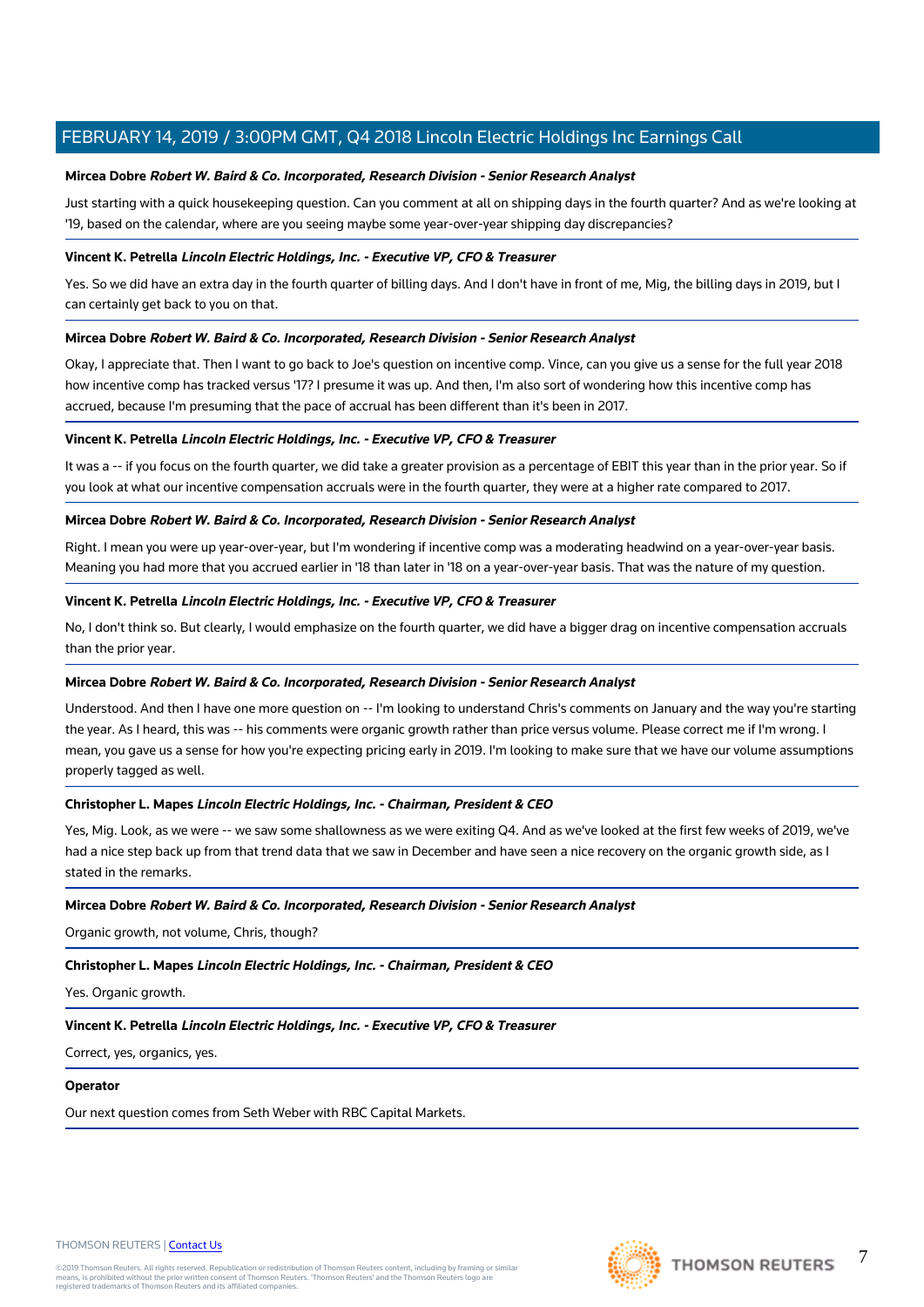**Mircea Dobre** ***Robert W. Baird & Co. Incorporated, Research Division - Senior Research Analyst***

Just starting with a quick housekeeping question. Can you comment at all on shipping days in the fourth quarter? And as we're looking at '19, based on the calendar, where are you seeing maybe some year-over-year shipping day discrepancies?

**Vincent K. Petrella** ***Lincoln Electric Holdings, Inc. - Executive VP, CFO & Treasurer***

Yes. So we did have an extra day in the fourth quarter of billing days. And I don't have in front of me, Mig, the billing days in 2019, but I can certainly get back to you on that.

**Mircea Dobre** ***Robert W. Baird & Co. Incorporated, Research Division - Senior Research Analyst***

Okay, I appreciate that. Then I want to go back to Joe's question on incentive comp. Vince, can you give us a sense for the full year 2018 how incentive comp has tracked versus '17? I presume it was up. And then, I'm also sort of wondering how this incentive comp has accrued, because I'm presuming that the pace of accrual has been different than it's been in 2017.

**Vincent K. Petrella** ***Lincoln Electric Holdings, Inc. - Executive VP, CFO & Treasurer***

It was a -- if you focus on the fourth quarter, we did take a greater provision as a percentage of EBIT this year than in the prior year. So if you look at what our incentive compensation accruals were in the fourth quarter, they were at a higher rate compared to 2017.

**Mircea Dobre** ***Robert W. Baird & Co. Incorporated, Research Division - Senior Research Analyst***

Right. I mean you were up year-over-year, but I'm wondering if incentive comp was a moderating headwind on a year-over-year basis. Meaning you had more that you accrued earlier in '18 than later in '18 on a year-over-year basis. That was the nature of my question.

**Vincent K. Petrella** ***Lincoln Electric Holdings, Inc. - Executive VP, CFO & Treasurer***

No, I don't think so. But clearly, I would emphasize on the fourth quarter, we did have a bigger drag on incentive compensation accruals than the prior year.

**Mircea Dobre** ***Robert W. Baird & Co. Incorporated, Research Division - Senior Research Analyst***

Understood. And then I have one more question on -- I'm looking to understand Chris's comments on January and the way you're starting the year. As I heard, this was -- his comments were organic growth rather than price versus volume. Please correct me if I'm wrong. I mean, you gave us a sense for how you're expecting pricing early in 2019. I'm looking to make sure that we have our volume assumptions properly tagged as well.

**Christopher L. Mapes** ***Lincoln Electric Holdings, Inc. - Chairman, President & CEO***

Yes, Mig. Look, as we were -- we saw some shallowness as we were exiting Q4. And as we've looked at the first few weeks of 2019, we've had a nice step back up from that trend data that we saw in December and have seen a nice recovery on the organic growth side, as I stated in the remarks.

**Mircea Dobre** ***Robert W. Baird & Co. Incorporated, Research Division - Senior Research Analyst***

Organic growth, not volume, Chris, though?

**Christopher L. Mapes** ***Lincoln Electric Holdings, Inc. - Chairman, President & CEO***

Yes. Organic growth.

**Vincent K. Petrella** ***Lincoln Electric Holdings, Inc. - Executive VP, CFO & Treasurer***

Correct, yes, organics, yes.

**Operator**

Our next question comes from Seth Weber with RBC Capital Markets.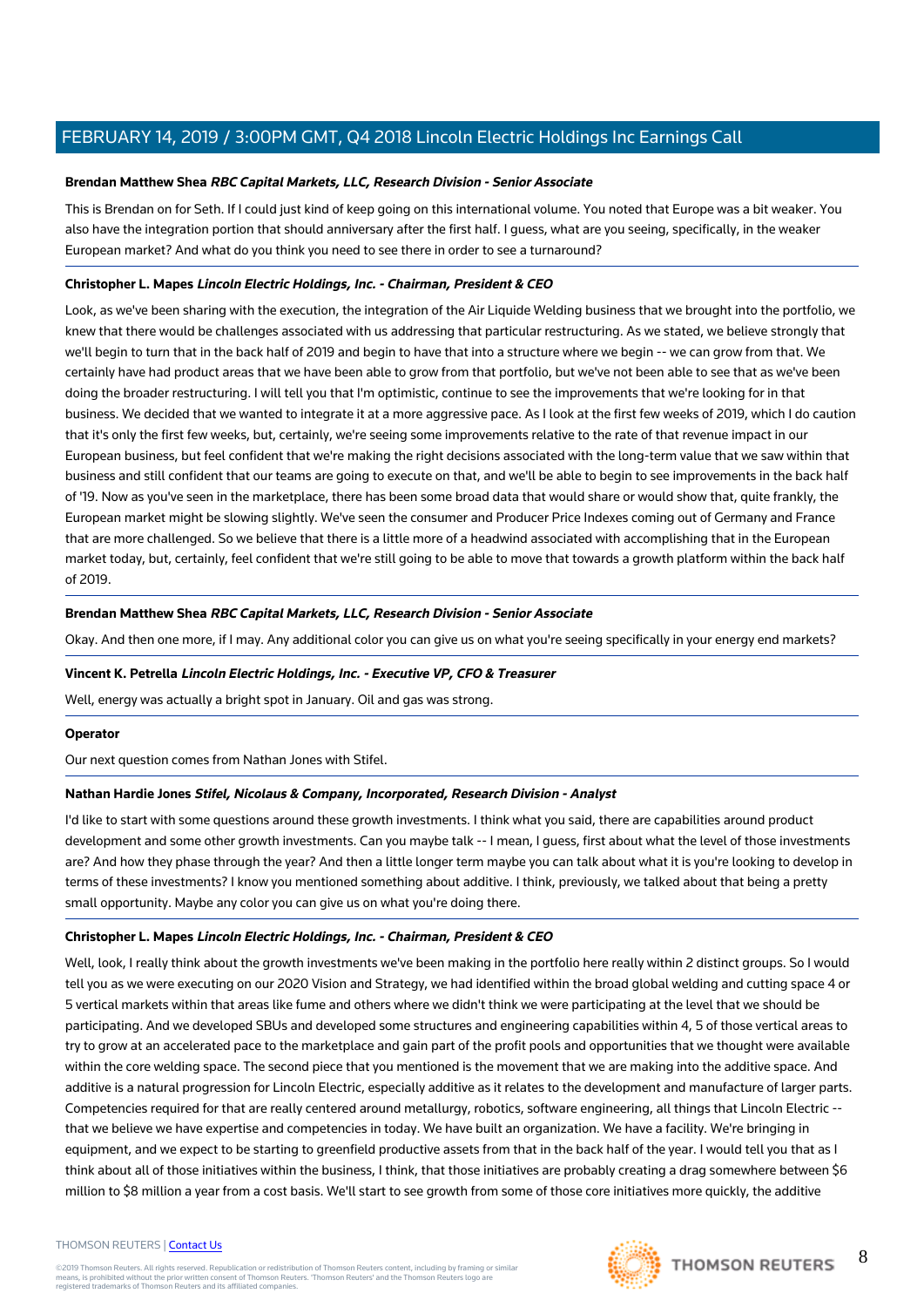**Brendan Matthew Shea** ***RBC Capital Markets, LLC, Research Division - Senior Associate***

This is Brendan on for Seth. If I could just kind of keep going on this international volume. You noted that Europe was a bit weaker. You also have the integration portion that should anniversary after the first half. I guess, what are you seeing, specifically, in the weaker European market? And what do you think you need to see there in order to see a turnaround?

**Christopher L. Mapes** ***Lincoln Electric Holdings, Inc. - Chairman, President & CEO***

Look, as we've been sharing with the execution, the integration of the Air Liquide Welding business that we brought into the portfolio, we knew that there would be challenges associated with us addressing that particular restructuring. As we stated, we believe strongly that we'll begin to turn that in the back half of 2019 and begin to have that into a structure where we begin -- we can grow from that. We certainly have had product areas that we have been able to grow from that portfolio, but we've not been able to see that as we've been doing the broader restructuring. I will tell you that I'm optimistic, continue to see the improvements that we're looking for in that business. We decided that we wanted to integrate it at a more aggressive pace. As I look at the first few weeks of 2019, which I do caution that it's only the first few weeks, but, certainly, we're seeing some improvements relative to the rate of that revenue impact in our European business, but feel confident that we're making the right decisions associated with the long-term value that we saw within that business and still confident that our teams are going to execute on that, and we'll be able to begin to see improvements in the back half of '19. Now as you've seen in the marketplace, there has been some broad data that would share or would show that, quite frankly, the European market might be slowing slightly. We've seen the consumer and Producer Price Indexes coming out of Germany and France that are more challenged. So we believe that there is a little more of a headwind associated with accomplishing that in the European market today, but, certainly, feel confident that we're still going to be able to move that towards a growth platform within the back half of 2019.

**Brendan Matthew Shea** ***RBC Capital Markets, LLC, Research Division - Senior Associate***

Okay. And then one more, if I may. Any additional color you can give us on what you're seeing specifically in your energy end markets?

**Vincent K. Petrella** ***Lincoln Electric Holdings, Inc. - Executive VP, CFO & Treasurer***

Well, energy was actually a bright spot in January. Oil and gas was strong.

**Operator**

Our next question comes from Nathan Jones with Stifel.

**Nathan Hardie Jones** ***Stifel, Nicolaus & Company, Incorporated, Research Division - Analyst***

I'd like to start with some questions around these growth investments. I think what you said, there are capabilities around product development and some other growth investments. Can you maybe talk -- I mean, I guess, first about what the level of those investments are? And how they phase through the year? And then a little longer term maybe you can talk about what it is you're looking to develop in terms of these investments? I know you mentioned something about additive. I think, previously, we talked about that being a pretty small opportunity. Maybe any color you can give us on what you're doing there.

**Christopher L. Mapes** ***Lincoln Electric Holdings, Inc. - Chairman, President & CEO***

Well, look, I really think about the growth investments we've been making in the portfolio here really within 2 distinct groups. So I would tell you as we were executing on our 2020 Vision and Strategy, we had identified within the broad global welding and cutting space 4 or 5 vertical markets within that areas like fume and others where we didn't think we were participating at the level that we should be participating. And we developed SBUs and developed some structures and engineering capabilities within 4, 5 of those vertical areas to try to grow at an accelerated pace to the marketplace and gain part of the profit pools and opportunities that we thought were available within the core welding space. The second piece that you mentioned is the movement that we are making into the additive space. And additive is a natural progression for Lincoln Electric, especially additive as it relates to the development and manufacture of larger parts. Competencies required for that are really centered around metallurgy, robotics, software engineering, all things that Lincoln Electric -- that we believe we have expertise and competencies in today. We have built an organization. We have a facility. We're bringing in equipment, and we expect to be starting to greenfield productive assets from that in the back half of the year. I would tell you that as I think about all of those initiatives within the business, I think, that those initiatives are probably creating a drag somewhere between $6 million to $8 million a year from a cost basis. We'll start to see growth from some of those core initiatives more quickly, the additive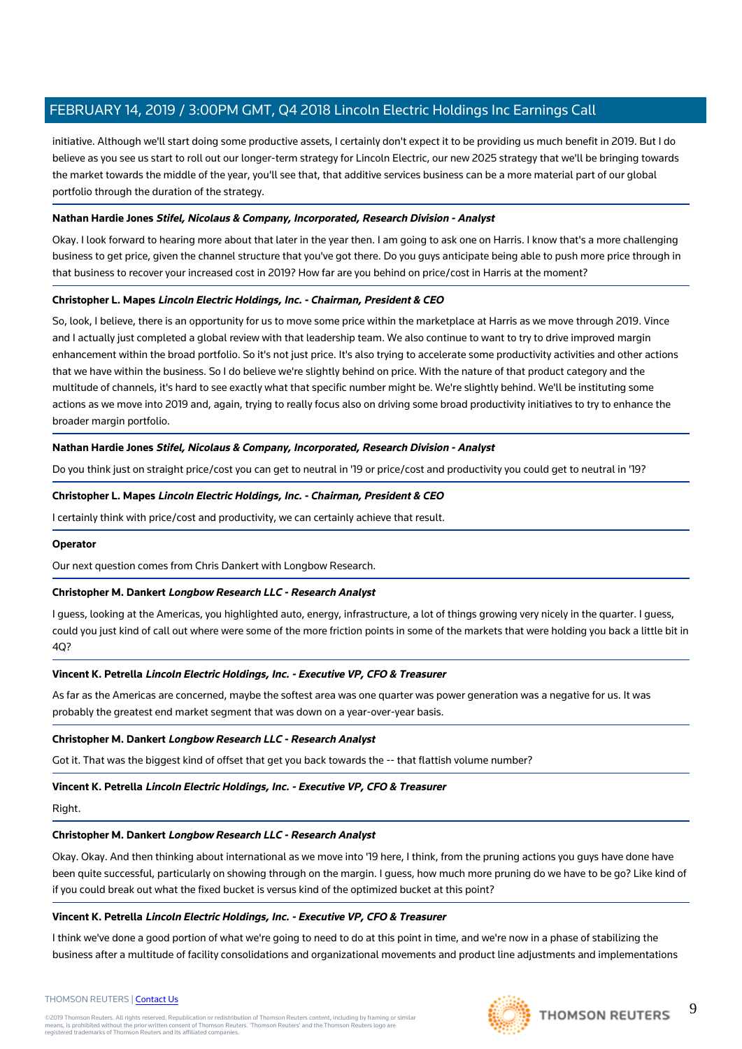initiative. Although we'll start doing some productive assets, I certainly don't expect it to be providing us much benefit in 2019. But I do believe as you see us start to roll out our longer-term strategy for Lincoln Electric, our new 2025 strategy that we'll be bringing towards the market towards the middle of the year, you'll see that, that additive services business can be a more material part of our global portfolio through the duration of the strategy.

**Nathan Hardie Jones** ***Stifel, Nicolaus & Company, Incorporated, Research Division - Analyst***

Okay. I look forward to hearing more about that later in the year then. I am going to ask one on Harris. I know that's a more challenging business to get price, given the channel structure that you've got there. Do you guys anticipate being able to push more price through in that business to recover your increased cost in 2019? How far are you behind on price/cost in Harris at the moment?

**Christopher L. Mapes** ***Lincoln Electric Holdings, Inc. - Chairman, President & CEO***

So, look, I believe, there is an opportunity for us to move some price within the marketplace at Harris as we move through 2019. Vince and I actually just completed a global review with that leadership team. We also continue to want to try to drive improved margin enhancement within the broad portfolio. So it's not just price. It's also trying to accelerate some productivity activities and other actions that we have within the business. So I do believe we're slightly behind on price. With the nature of that product category and the multitude of channels, it's hard to see exactly what that specific number might be. We're slightly behind. We'll be instituting some actions as we move into 2019 and, again, trying to really focus also on driving some broad productivity initiatives to try to enhance the broader margin portfolio.

**Nathan Hardie Jones** ***Stifel, Nicolaus & Company, Incorporated, Research Division - Analyst***

Do you think just on straight price/cost you can get to neutral in '19 or price/cost and productivity you could get to neutral in '19?

**Christopher L. Mapes** ***Lincoln Electric Holdings, Inc. - Chairman, President & CEO***

I certainly think with price/cost and productivity, we can certainly achieve that result.

**Operator**

Our next question comes from Chris Dankert with Longbow Research.

**Christopher M. Dankert** ***Longbow Research LLC - Research Analyst***

I guess, looking at the Americas, you highlighted auto, energy, infrastructure, a lot of things growing very nicely in the quarter. I guess, could you just kind of call out where were some of the more friction points in some of the markets that were holding you back a little bit in 4Q?

**Vincent K. Petrella** ***Lincoln Electric Holdings, Inc. - Executive VP, CFO & Treasurer***

As far as the Americas are concerned, maybe the softest area was one quarter was power generation was a negative for us. It was probably the greatest end market segment that was down on a year-over-year basis.

**Christopher M. Dankert** ***Longbow Research LLC - Research Analyst***

Got it. That was the biggest kind of offset that get you back towards the -- that flattish volume number?

**Vincent K. Petrella** ***Lincoln Electric Holdings, Inc. - Executive VP, CFO & Treasurer***

Right.

**Christopher M. Dankert** ***Longbow Research LLC - Research Analyst***

Okay. Okay. And then thinking about international as we move into '19 here, I think, from the pruning actions you guys have done have been quite successful, particularly on showing through on the margin. I guess, how much more pruning do we have to be go? Like kind of if you could break out what the fixed bucket is versus kind of the optimized bucket at this point?

**Vincent K. Petrella** ***Lincoln Electric Holdings, Inc. - Executive VP, CFO & Treasurer***

I think we've done a good portion of what we're going to need to do at this point in time, and we're now in a phase of stabilizing the business after a multitude of facility consolidations and organizational movements and product line adjustments and implementations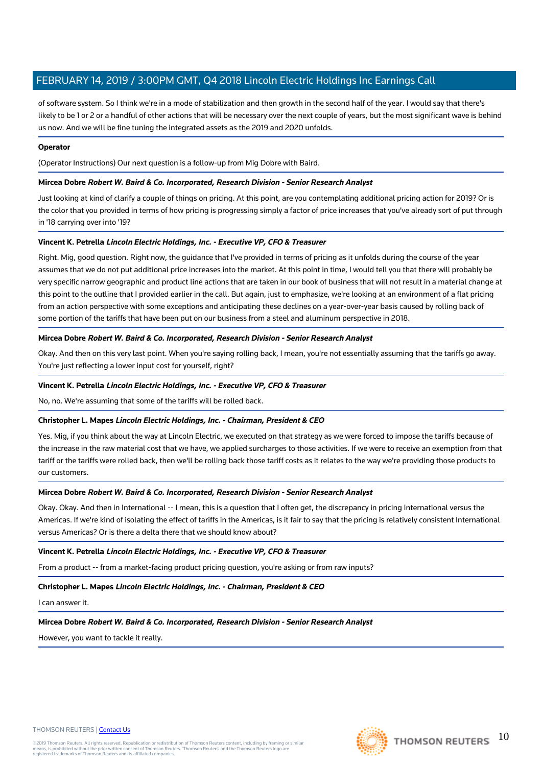of software system. So I think we're in a mode of stabilization and then growth in the second half of the year. I would say that there's likely to be 1 or 2 or a handful of other actions that will be necessary over the next couple of years, but the most significant wave is behind us now. And we will be fine tuning the integrated assets as the 2019 and 2020 unfolds.

**Operator**

(Operator Instructions) Our next question is a follow-up from Mig Dobre with Baird.

**Mircea Dobre** ***Robert W. Baird & Co. Incorporated, Research Division - Senior Research Analyst***

Just looking at kind of clarify a couple of things on pricing. At this point, are you contemplating additional pricing action for 2019? Or is the color that you provided in terms of how pricing is progressing simply a factor of price increases that you've already sort of put through in '18 carrying over into '19?

**Vincent K. Petrella** ***Lincoln Electric Holdings, Inc. - Executive VP, CFO & Treasurer***

Right. Mig, good question. Right now, the guidance that I've provided in terms of pricing as it unfolds during the course of the year assumes that we do not put additional price increases into the market. At this point in time, I would tell you that there will probably be very specific narrow geographic and product line actions that are taken in our book of business that will not result in a material change at this point to the outline that I provided earlier in the call. But again, just to emphasize, we're looking at an environment of a flat pricing from an action perspective with some exceptions and anticipating these declines on a year-over-year basis caused by rolling back of some portion of the tariffs that have been put on our business from a steel and aluminum perspective in 2018.

**Mircea Dobre** ***Robert W. Baird & Co. Incorporated, Research Division - Senior Research Analyst***

Okay. And then on this very last point. When you're saying rolling back, I mean, you're not essentially assuming that the tariffs go away. You're just reflecting a lower input cost for yourself, right?

**Vincent K. Petrella** ***Lincoln Electric Holdings, Inc. - Executive VP, CFO & Treasurer***

No, no. We're assuming that some of the tariffs will be rolled back.

**Christopher L. Mapes** ***Lincoln Electric Holdings, Inc. - Chairman, President & CEO***

Yes. Mig, if you think about the way at Lincoln Electric, we executed on that strategy as we were forced to impose the tariffs because of the increase in the raw material cost that we have, we applied surcharges to those activities. If we were to receive an exemption from that tariff or the tariffs were rolled back, then we'll be rolling back those tariff costs as it relates to the way we're providing those products to our customers.

**Mircea Dobre** ***Robert W. Baird & Co. Incorporated, Research Division - Senior Research Analyst***

Okay. Okay. And then in International -- I mean, this is a question that I often get, the discrepancy in pricing International versus the Americas. If we're kind of isolating the effect of tariffs in the Americas, is it fair to say that the pricing is relatively consistent International versus Americas? Or is there a delta there that we should know about?

**Vincent K. Petrella** ***Lincoln Electric Holdings, Inc. - Executive VP, CFO & Treasurer***

From a product -- from a market-facing product pricing question, you're asking or from raw inputs?

**Christopher L. Mapes** ***Lincoln Electric Holdings, Inc. - Chairman, President & CEO***

I can answer it.

**Mircea Dobre** ***Robert W. Baird & Co. Incorporated, Research Division - Senior Research Analyst***

However, you want to tackle it really.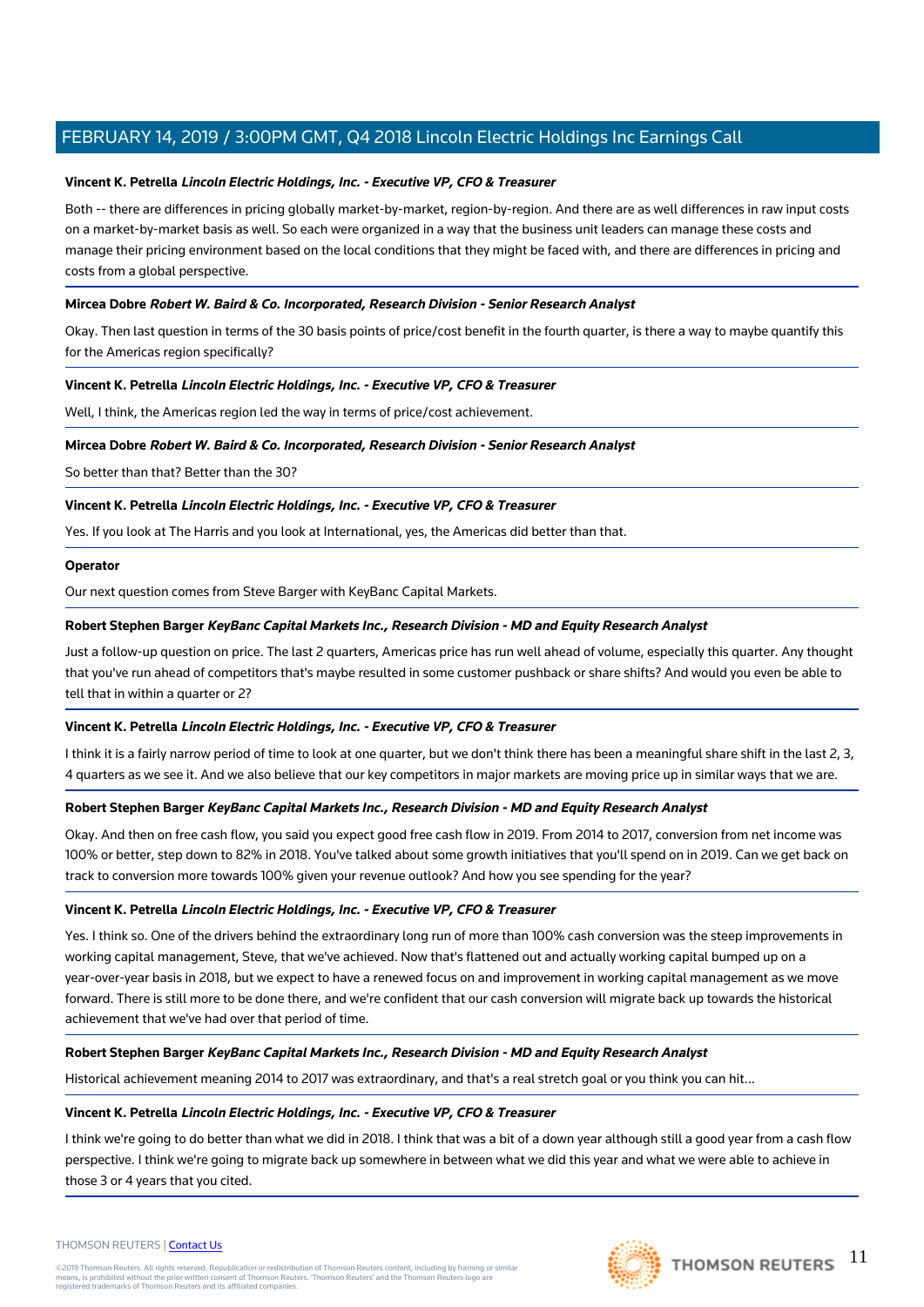**Vincent K. Petrella** ***Lincoln Electric Holdings, Inc. - Executive VP, CFO & Treasurer***

Both -- there are differences in pricing globally market-by-market, region-by-region. And there are as well differences in raw input costs on a market-by-market basis as well. So each were organized in a way that the business unit leaders can manage these costs and manage their pricing environment based on the local conditions that they might be faced with, and there are differences in pricing and costs from a global perspective.

---

**Mircea Dobre** ***Robert W. Baird & Co. Incorporated, Research Division - Senior Research Analyst***

Okay. Then last question in terms of the 30 basis points of price/cost benefit in the fourth quarter, is there a way to maybe quantify this for the Americas region specifically?

---

**Vincent K. Petrella** ***Lincoln Electric Holdings, Inc. - Executive VP, CFO & Treasurer***

Well, I think, the Americas region led the way in terms of price/cost achievement.

---

**Mircea Dobre** ***Robert W. Baird & Co. Incorporated, Research Division - Senior Research Analyst***

So better than that? Better than the 30?

---

**Vincent K. Petrella** ***Lincoln Electric Holdings, Inc. - Executive VP, CFO & Treasurer***

Yes. If you look at The Harris and you look at International, yes, the Americas did better than that.

---

**Operator**

Our next question comes from Steve Barger with KeyBanc Capital Markets.

---

**Robert Stephen Barger** ***KeyBanc Capital Markets Inc., Research Division - MD and Equity Research Analyst***

Just a follow-up question on price. The last 2 quarters, Americas price has run well ahead of volume, especially this quarter. Any thought that you've run ahead of competitors that's maybe resulted in some customer pushback or share shifts? And would you even be able to tell that in within a quarter or 2?

---

**Vincent K. Petrella** ***Lincoln Electric Holdings, Inc. - Executive VP, CFO & Treasurer***

I think it is a fairly narrow period of time to look at one quarter, but we don't think there has been a meaningful share shift in the last 2, 3, 4 quarters as we see it. And we also believe that our key competitors in major markets are moving price up in similar ways that we are.

---

**Robert Stephen Barger** ***KeyBanc Capital Markets Inc., Research Division - MD and Equity Research Analyst***

Okay. And then on free cash flow, you said you expect good free cash flow in 2019. From 2014 to 2017, conversion from net income was 100% or better, step down to 82% in 2018. You've talked about some growth initiatives that you'll spend on in 2019. Can we get back on track to conversion more towards 100% given your revenue outlook? And how you see spending for the year?

---

**Vincent K. Petrella** ***Lincoln Electric Holdings, Inc. - Executive VP, CFO & Treasurer***

Yes. I think so. One of the drivers behind the extraordinary long run of more than 100% cash conversion was the steep improvements in working capital management, Steve, that we've achieved. Now that's flattened out and actually working capital bumped up on a year-over-year basis in 2018, but we expect to have a renewed focus on and improvement in working capital management as we move forward. There is still more to be done there, and we're confident that our cash conversion will migrate back up towards the historical achievement that we've had over that period of time.

---

**Robert Stephen Barger** ***KeyBanc Capital Markets Inc., Research Division - MD and Equity Research Analyst***

Historical achievement meaning 2014 to 2017 was extraordinary, and that's a real stretch goal or you think you can hit...

---

**Vincent K. Petrella** ***Lincoln Electric Holdings, Inc. - Executive VP, CFO & Treasurer***

I think we're going to do better than what we did in 2018. I think that was a bit of a down year although still a good year from a cash flow perspective. I think we're going to migrate back up somewhere in between what we did this year and what we were able to achieve in those 3 or 4 years that you cited.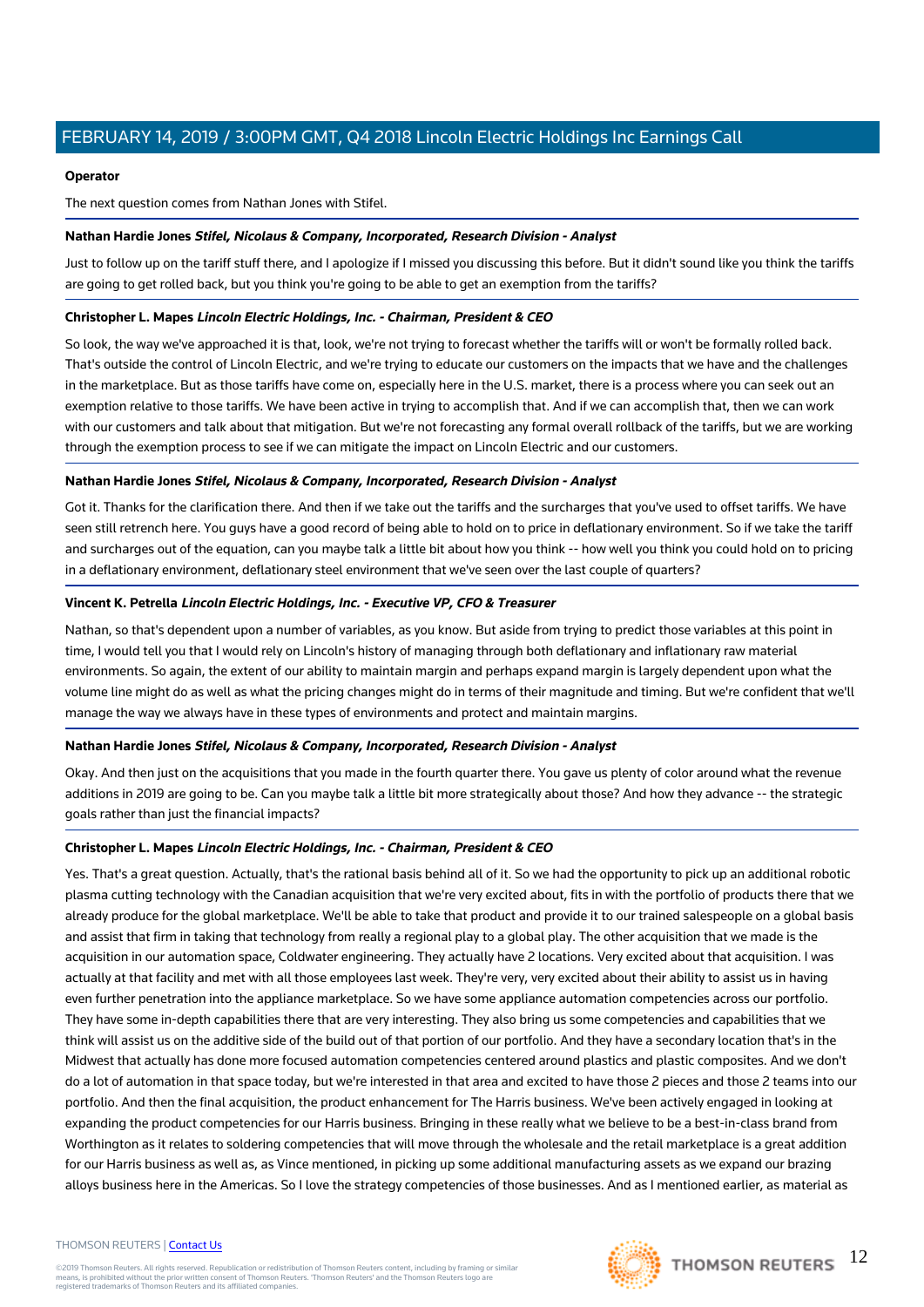**Operator**

The next question comes from Nathan Jones with Stifel.

**Nathan Hardie Jones** ***Stifel, Nicolaus & Company, Incorporated, Research Division - Analyst***

Just to follow up on the tariff stuff there, and I apologize if I missed you discussing this before. But it didn't sound like you think the tariffs are going to get rolled back, but you think you're going to be able to get an exemption from the tariffs?

**Christopher L. Mapes** ***Lincoln Electric Holdings, Inc. - Chairman, President & CEO***

So look, the way we've approached it is that, look, we're not trying to forecast whether the tariffs will or won't be formally rolled back. That's outside the control of Lincoln Electric, and we're trying to educate our customers on the impacts that we have and the challenges in the marketplace. But as those tariffs have come on, especially here in the U.S. market, there is a process where you can seek out an exemption relative to those tariffs. We have been active in trying to accomplish that. And if we can accomplish that, then we can work with our customers and talk about that mitigation. But we're not forecasting any formal overall rollback of the tariffs, but we are working through the exemption process to see if we can mitigate the impact on Lincoln Electric and our customers.

**Nathan Hardie Jones** ***Stifel, Nicolaus & Company, Incorporated, Research Division - Analyst***

Got it. Thanks for the clarification there. And then if we take out the tariffs and the surcharges that you've used to offset tariffs. We have seen still retrench here. You guys have a good record of being able to hold on to price in deflationary environment. So if we take the tariff and surcharges out of the equation, can you maybe talk a little bit about how you think -- how well you think you could hold on to pricing in a deflationary environment, deflationary steel environment that we've seen over the last couple of quarters?

**Vincent K. Petrella** ***Lincoln Electric Holdings, Inc. - Executive VP, CFO & Treasurer***

Nathan, so that's dependent upon a number of variables, as you know. But aside from trying to predict those variables at this point in time, I would tell you that I would rely on Lincoln's history of managing through both deflationary and inflationary raw material environments. So again, the extent of our ability to maintain margin and perhaps expand margin is largely dependent upon what the volume line might do as well as what the pricing changes might do in terms of their magnitude and timing. But we're confident that we'll manage the way we always have in these types of environments and protect and maintain margins.

**Nathan Hardie Jones** ***Stifel, Nicolaus & Company, Incorporated, Research Division - Analyst***

Okay. And then just on the acquisitions that you made in the fourth quarter there. You gave us plenty of color around what the revenue additions in 2019 are going to be. Can you maybe talk a little bit more strategically about those? And how they advance -- the strategic goals rather than just the financial impacts?

**Christopher L. Mapes** ***Lincoln Electric Holdings, Inc. - Chairman, President & CEO***

Yes. That's a great question. Actually, that's the rational basis behind all of it. So we had the opportunity to pick up an additional robotic plasma cutting technology with the Canadian acquisition that we're very excited about, fits in with the portfolio of products there that we already produce for the global marketplace. We'll be able to take that product and provide it to our trained salespeople on a global basis and assist that firm in taking that technology from really a regional play to a global play. The other acquisition that we made is the acquisition in our automation space, Coldwater engineering. They actually have 2 locations. Very excited about that acquisition. I was actually at that facility and met with all those employees last week. They're very, very excited about their ability to assist us in having even further penetration into the appliance marketplace. So we have some appliance automation competencies across our portfolio. They have some in-depth capabilities there that are very interesting. They also bring us some competencies and capabilities that we think will assist us on the additive side of the build out of that portion of our portfolio. And they have a secondary location that's in the Midwest that actually has done more focused automation competencies centered around plastics and plastic composites. And we don't do a lot of automation in that space today, but we're interested in that area and excited to have those 2 pieces and those 2 teams into our portfolio. And then the final acquisition, the product enhancement for The Harris business. We've been actively engaged in looking at expanding the product competencies for our Harris business. Bringing in these really what we believe to be a best-in-class brand from Worthington as it relates to soldering competencies that will move through the wholesale and the retail marketplace is a great addition for our Harris business as well as, as Vince mentioned, in picking up some additional manufacturing assets as we expand our brazing alloys business here in the Americas. So I love the strategy competencies of those businesses. And as I mentioned earlier, as material as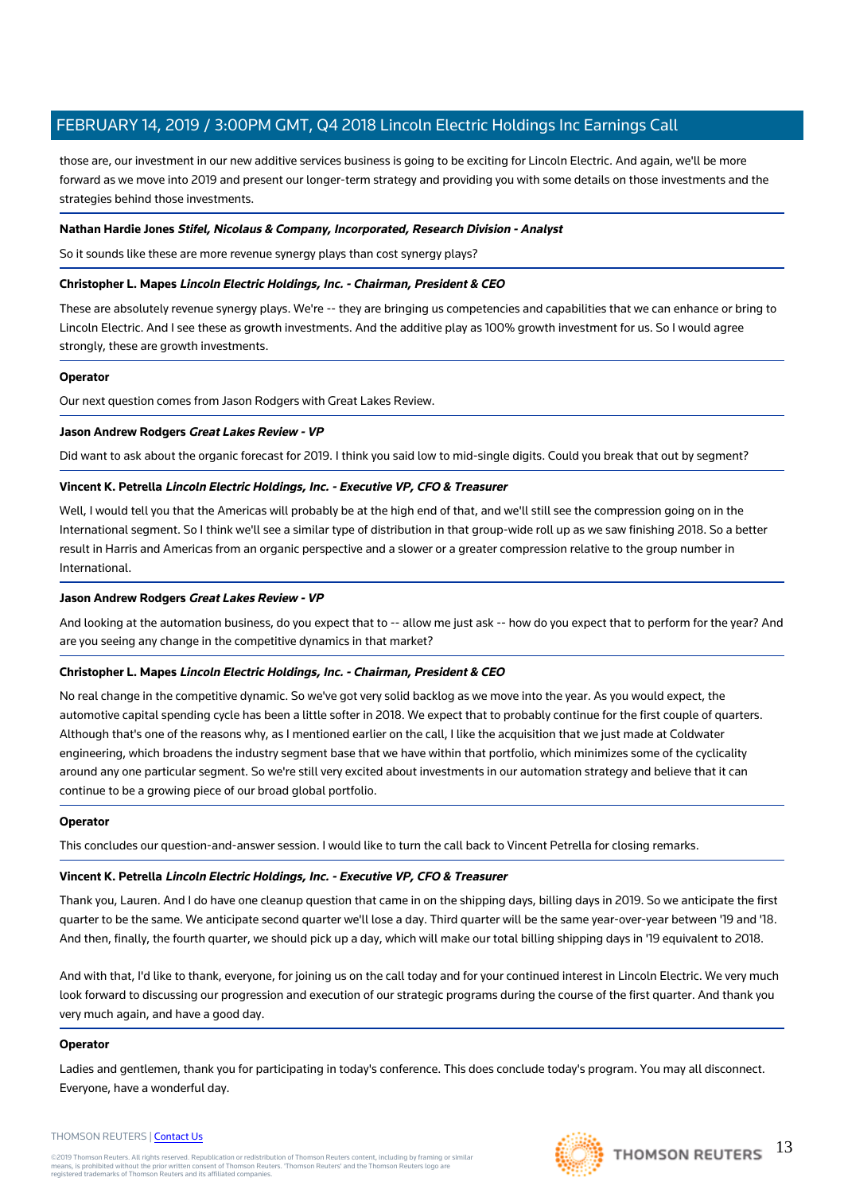those are, our investment in our new additive services business is going to be exciting for Lincoln Electric. And again, we'll be more forward as we move into 2019 and present our longer-term strategy and providing you with some details on those investments and the strategies behind those investments.

**Nathan Hardie Jones** ***Stifel, Nicolaus & Company, Incorporated, Research Division - Analyst***

So it sounds like these are more revenue synergy plays than cost synergy plays?

**Christopher L. Mapes** ***Lincoln Electric Holdings, Inc. - Chairman, President & CEO***

These are absolutely revenue synergy plays. We're -- they are bringing us competencies and capabilities that we can enhance or bring to Lincoln Electric. And I see these as growth investments. And the additive play as 100% growth investment for us. So I would agree strongly, these are growth investments.

**Operator**

Our next question comes from Jason Rodgers with Great Lakes Review.

**Jason Andrew Rodgers** ***Great Lakes Review - VP***

Did want to ask about the organic forecast for 2019. I think you said low to mid-single digits. Could you break that out by segment?

**Vincent K. Petrella** ***Lincoln Electric Holdings, Inc. - Executive VP, CFO & Treasurer***

Well, I would tell you that the Americas will probably be at the high end of that, and we'll still see the compression going on in the International segment. So I think we'll see a similar type of distribution in that group-wide roll up as we saw finishing 2018. So a better result in Harris and Americas from an organic perspective and a slower or a greater compression relative to the group number in International.

**Jason Andrew Rodgers** ***Great Lakes Review - VP***

And looking at the automation business, do you expect that to -- allow me just ask -- how do you expect that to perform for the year? And are you seeing any change in the competitive dynamics in that market?

**Christopher L. Mapes** ***Lincoln Electric Holdings, Inc. - Chairman, President & CEO***

No real change in the competitive dynamic. So we've got very solid backlog as we move into the year. As you would expect, the automotive capital spending cycle has been a little softer in 2018. We expect that to probably continue for the first couple of quarters. Although that's one of the reasons why, as I mentioned earlier on the call, I like the acquisition that we just made at Coldwater engineering, which broadens the industry segment base that we have within that portfolio, which minimizes some of the cyclicality around any one particular segment. So we're still very excited about investments in our automation strategy and believe that it can continue to be a growing piece of our broad global portfolio.

**Operator**

This concludes our question-and-answer session. I would like to turn the call back to Vincent Petrella for closing remarks.

**Vincent K. Petrella** ***Lincoln Electric Holdings, Inc. - Executive VP, CFO & Treasurer***

Thank you, Lauren. And I do have one cleanup question that came in on the shipping days, billing days in 2019. So we anticipate the first quarter to be the same. We anticipate second quarter we'll lose a day. Third quarter will be the same year-over-year between '19 and '18. And then, finally, the fourth quarter, we should pick up a day, which will make our total billing shipping days in '19 equivalent to 2018.

And with that, I'd like to thank, everyone, for joining us on the call today and for your continued interest in Lincoln Electric. We very much look forward to discussing our progression and execution of our strategic programs during the course of the first quarter. And thank you very much again, and have a good day.

**Operator**

Ladies and gentlemen, thank you for participating in today's conference. This does conclude today's program. You may all disconnect. Everyone, have a wonderful day.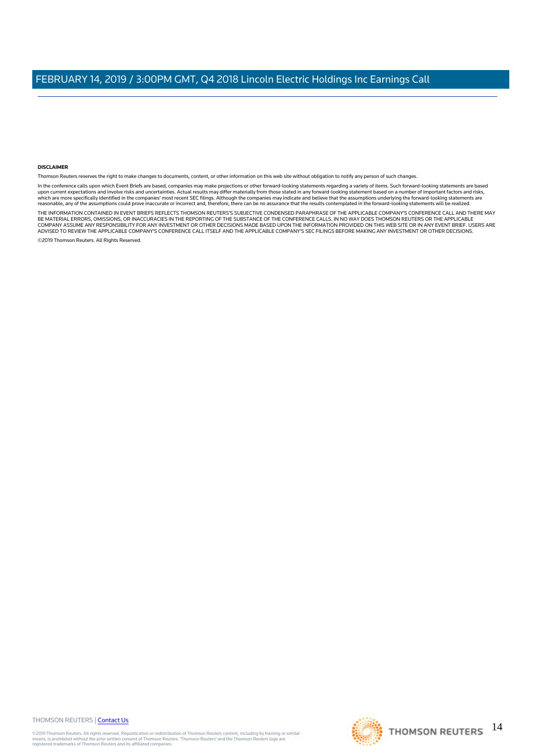**DISCLAIMER**

Thomson Reuters reserves the right to make changes to documents, content, or other information on this web site without obligation to notify any person of such changes.

In the conference calls upon which Event Briefs are based, companies may make projections or other forward-looking statements regarding a variety of items. Such forward-looking statements are based upon current expectations and involve risks and uncertainties. Actual results may differ materially from those stated in any forward-looking statement based on a number of important factors and risks, which are more specifically identified in the companies' most recent SEC filings. Although the companies may indicate and believe that the assumptions underlying the forward-looking statements are reasonable, any of the assumptions could prove inaccurate or incorrect and, therefore, there can be no assurance that the results contemplated in the forward-looking statements will be realized.

THE INFORMATION CONTAINED IN EVENT BRIEFS REFLECTS THOMSON REUTERS'S SUBJECTIVE CONDENSED PARAPHRASE OF THE APPLICABLE COMPANY'S CONFERENCE CALL AND THERE MAY BE MATERIAL ERRORS, OMISSIONS, OR INACCURACIES IN THE REPORTING OF THE SUBSTANCE OF THE CONFERENCE CALLS. IN NO WAY DOES THOMSON REUTERS OR THE APPLICABLE COMPANY ASSUME ANY RESPONSIBILITY FOR ANY INVESTMENT OR OTHER DECISIONS MADE BASED UPON THE INFORMATION PROVIDED ON THIS WEB SITE OR IN ANY EVENT BRIEF. USERS ARE ADVISED TO REVIEW THE APPLICABLE COMPANY'S CONFERENCE CALL ITSELF AND THE APPLICABLE COMPANY'S SEC FILINGS BEFORE MAKING ANY INVESTMENT OR OTHER DECISIONS.

©2019 Thomson Reuters. All Rights Reserved.